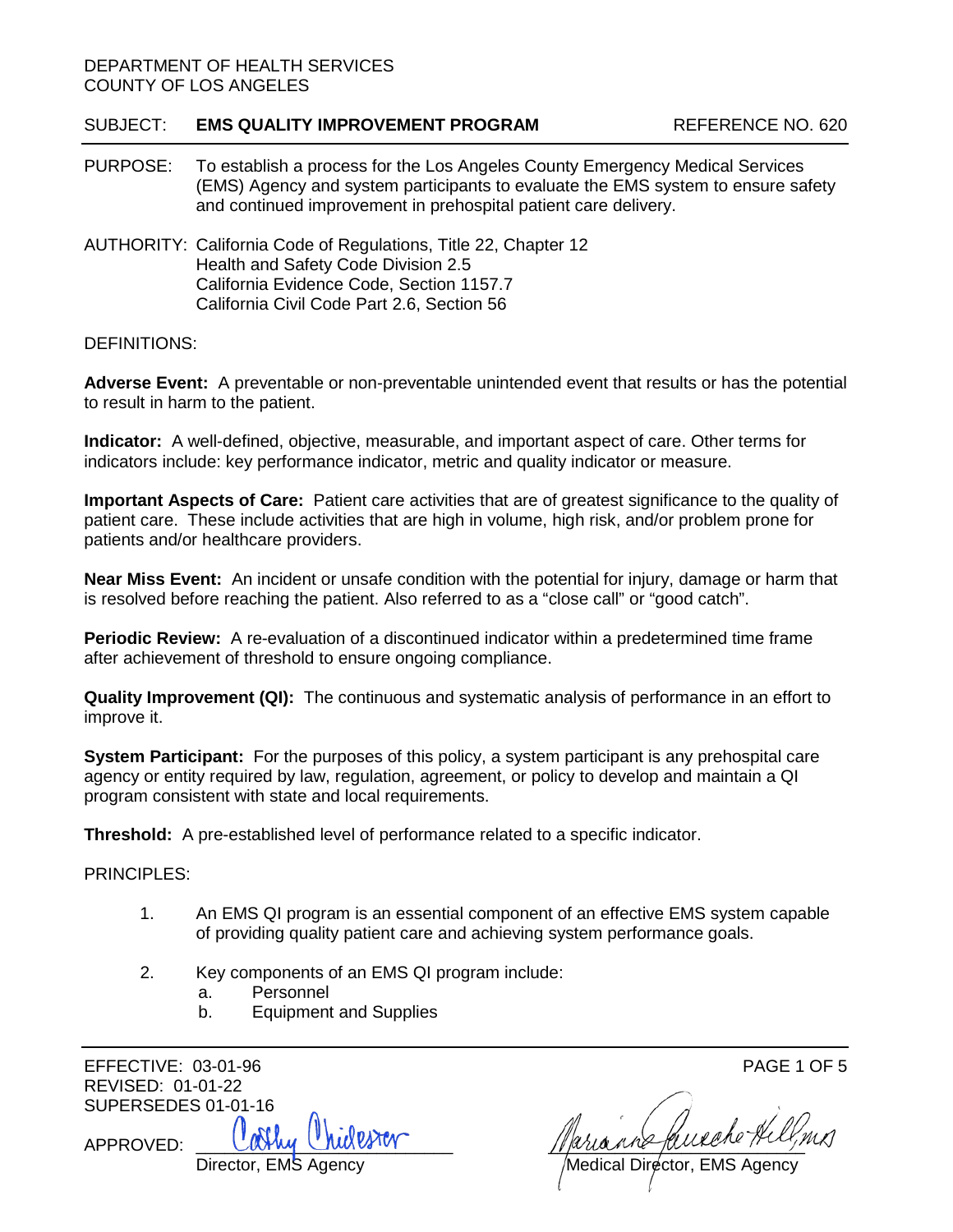DEPARTMENT OF HEALTH SERVICES
COUNTY OF LOS ANGELES

SUBJECT: **EMS QUALITY IMPROVEMENT PROGRAM** REFERENCE NO. 620

PURPOSE: To establish a process for the Los Angeles County Emergency Medical Services (EMS) Agency and system participants to evaluate the EMS system to ensure safety and continued improvement in prehospital patient care delivery.

AUTHORITY: California Code of Regulations, Title 22, Chapter 12
Health and Safety Code Division 2.5
California Evidence Code, Section 1157.7
California Civil Code Part 2.6, Section 56

DEFINITIONS:

**Adverse Event:** A preventable or non-preventable unintended event that results or has the potential to result in harm to the patient.

**Indicator:** A well-defined, objective, measurable, and important aspect of care. Other terms for indicators include: key performance indicator, metric and quality indicator or measure.

**Important Aspects of Care:** Patient care activities that are of greatest significance to the quality of patient care. These include activities that are high in volume, high risk, and/or problem prone for patients and/or healthcare providers.

**Near Miss Event:** An incident or unsafe condition with the potential for injury, damage or harm that is resolved before reaching the patient. Also referred to as a "close call" or "good catch".

**Periodic Review:** A re-evaluation of a discontinued indicator within a predetermined time frame after achievement of threshold to ensure ongoing compliance.

**Quality Improvement (QI):** The continuous and systematic analysis of performance in an effort to improve it.

**System Participant:** For the purposes of this policy, a system participant is any prehospital care agency or entity required by law, regulation, agreement, or policy to develop and maintain a QI program consistent with state and local requirements.

**Threshold:** A pre-established level of performance related to a specific indicator.

PRINCIPLES:

1. An EMS QI program is an essential component of an effective EMS system capable of providing quality patient care and achieving system performance goals.

2. Key components of an EMS QI program include:
   a. Personnel
   b. Equipment and Supplies

EFFECTIVE: 03-01-96
REVISED: 01-01-22
SUPERSEDES 01-01-16

APPROVED: Cathy Chidester — Director, EMS Agency

Marianne Gausche-Hill, MD — Medical Director, EMS Agency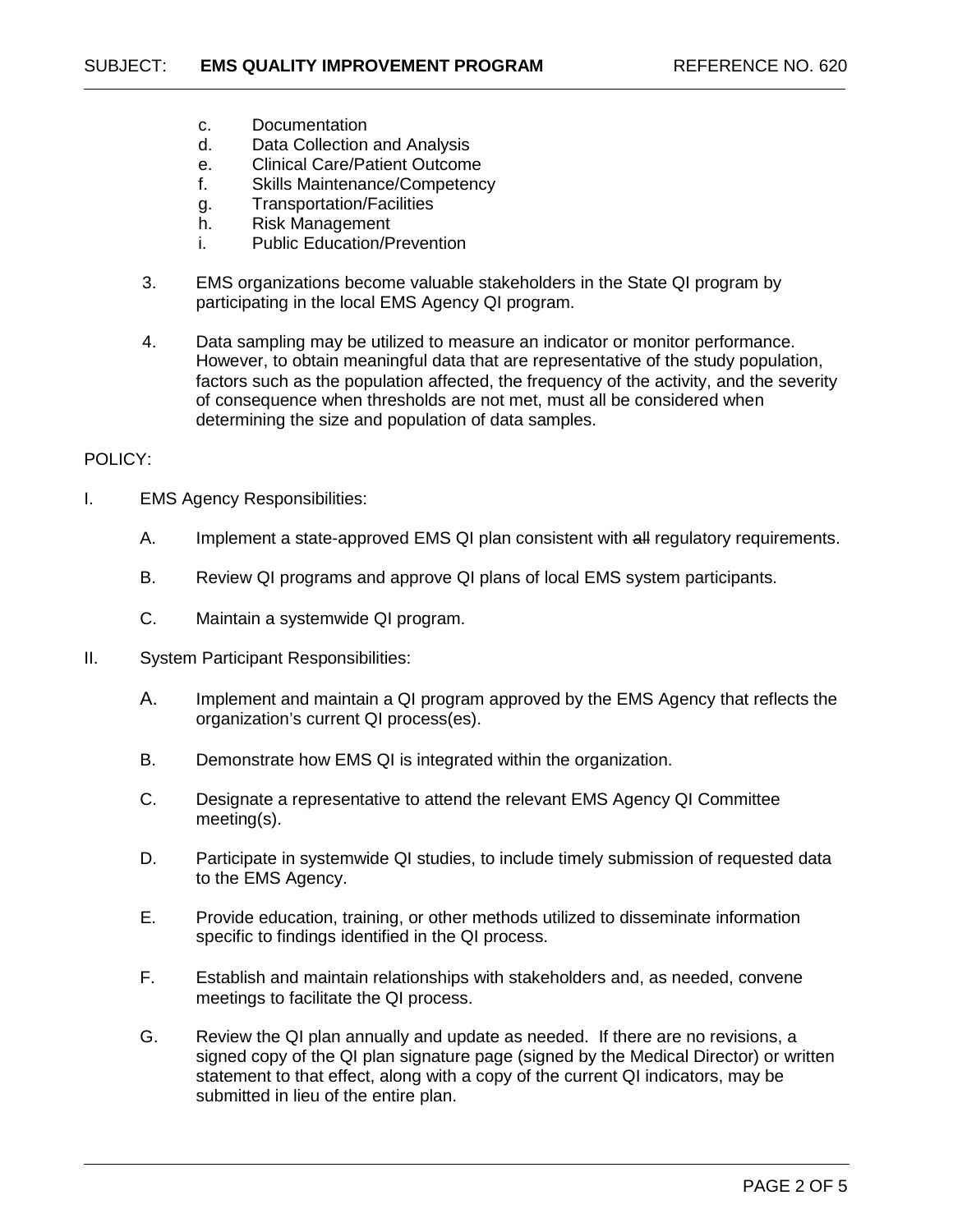c. Documentation
   d. Data Collection and Analysis
   e. Clinical Care/Patient Outcome
   f. Skills Maintenance/Competency
   g. Transportation/Facilities
   h. Risk Management
   i. Public Education/Prevention

3. EMS organizations become valuable stakeholders in the State QI program by participating in the local EMS Agency QI program.

4. Data sampling may be utilized to measure an indicator or monitor performance. However, to obtain meaningful data that are representative of the study population, factors such as the population affected, the frequency of the activity, and the severity of consequence when thresholds are not met, must all be considered when determining the size and population of data samples.

POLICY:

I. EMS Agency Responsibilities:

   A. Implement a state-approved EMS QI plan consistent with ~~all~~ regulatory requirements.

   B. Review QI programs and approve QI plans of local EMS system participants.

   C. Maintain a systemwide QI program.

II. System Participant Responsibilities:

   A. Implement and maintain a QI program approved by the EMS Agency that reflects the organization's current QI process(es).

   B. Demonstrate how EMS QI is integrated within the organization.

   C. Designate a representative to attend the relevant EMS Agency QI Committee meeting(s).

   D. Participate in systemwide QI studies, to include timely submission of requested data to the EMS Agency.

   E. Provide education, training, or other methods utilized to disseminate information specific to findings identified in the QI process.

   F. Establish and maintain relationships with stakeholders and, as needed, convene meetings to facilitate the QI process.

   G. Review the QI plan annually and update as needed. If there are no revisions, a signed copy of the QI plan signature page (signed by the Medical Director) or written statement to that effect, along with a copy of the current QI indicators, may be submitted in lieu of the entire plan.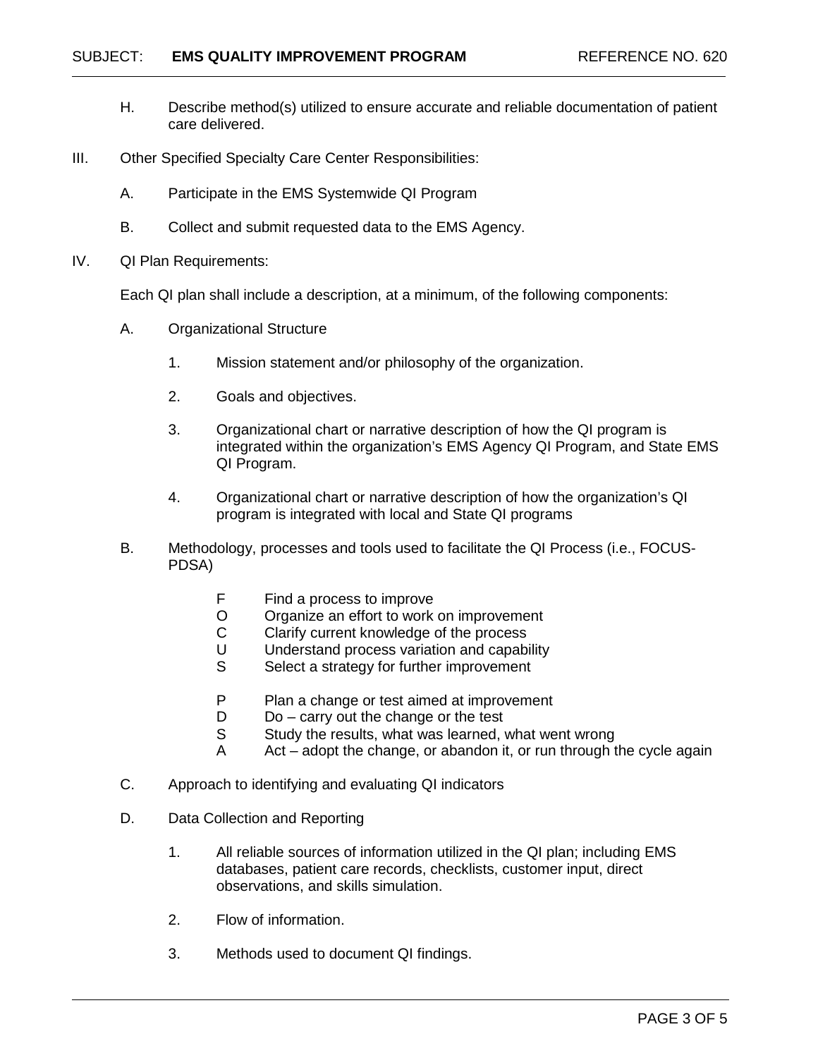H. Describe method(s) utilized to ensure accurate and reliable documentation of patient care delivered.

III. Other Specified Specialty Care Center Responsibilities:

A. Participate in the EMS Systemwide QI Program

B. Collect and submit requested data to the EMS Agency.

IV. QI Plan Requirements:

Each QI plan shall include a description, at a minimum, of the following components:

A. Organizational Structure

1. Mission statement and/or philosophy of the organization.

2. Goals and objectives.

3. Organizational chart or narrative description of how the QI program is integrated within the organization's EMS Agency QI Program, and State EMS QI Program.

4. Organizational chart or narrative description of how the organization's QI program is integrated with local and State QI programs

B. Methodology, processes and tools used to facilitate the QI Process (i.e., FOCUS-PDSA)

F Find a process to improve
O Organize an effort to work on improvement
C Clarify current knowledge of the process
U Understand process variation and capability
S Select a strategy for further improvement

P Plan a change or test aimed at improvement
D Do – carry out the change or the test
S Study the results, what was learned, what went wrong
A Act – adopt the change, or abandon it, or run through the cycle again

C. Approach to identifying and evaluating QI indicators

D. Data Collection and Reporting

1. All reliable sources of information utilized in the QI plan; including EMS databases, patient care records, checklists, customer input, direct observations, and skills simulation.

2. Flow of information.

3. Methods used to document QI findings.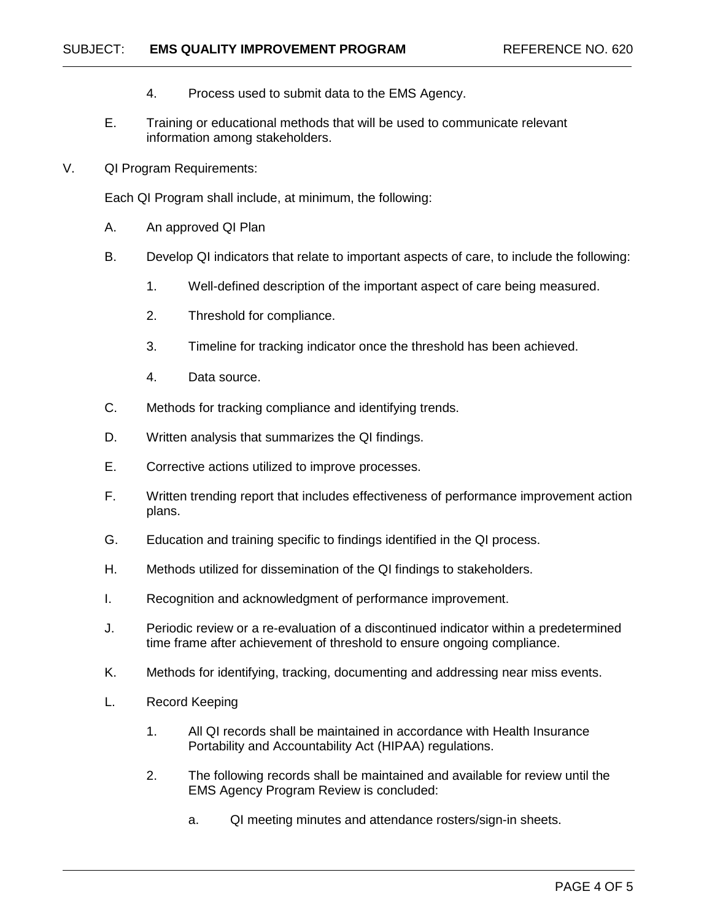4. Process used to submit data to the EMS Agency.

E. Training or educational methods that will be used to communicate relevant information among stakeholders.

V. QI Program Requirements:

Each QI Program shall include, at minimum, the following:

A. An approved QI Plan

B. Develop QI indicators that relate to important aspects of care, to include the following:

1. Well-defined description of the important aspect of care being measured.

2. Threshold for compliance.

3. Timeline for tracking indicator once the threshold has been achieved.

4. Data source.

C. Methods for tracking compliance and identifying trends.

D. Written analysis that summarizes the QI findings.

E. Corrective actions utilized to improve processes.

F. Written trending report that includes effectiveness of performance improvement action plans.

G. Education and training specific to findings identified in the QI process.

H. Methods utilized for dissemination of the QI findings to stakeholders.

I. Recognition and acknowledgment of performance improvement.

J. Periodic review or a re-evaluation of a discontinued indicator within a predetermined time frame after achievement of threshold to ensure ongoing compliance.

K. Methods for identifying, tracking, documenting and addressing near miss events.

L. Record Keeping

1. All QI records shall be maintained in accordance with Health Insurance Portability and Accountability Act (HIPAA) regulations.

2. The following records shall be maintained and available for review until the EMS Agency Program Review is concluded:

   a. QI meeting minutes and attendance rosters/sign-in sheets.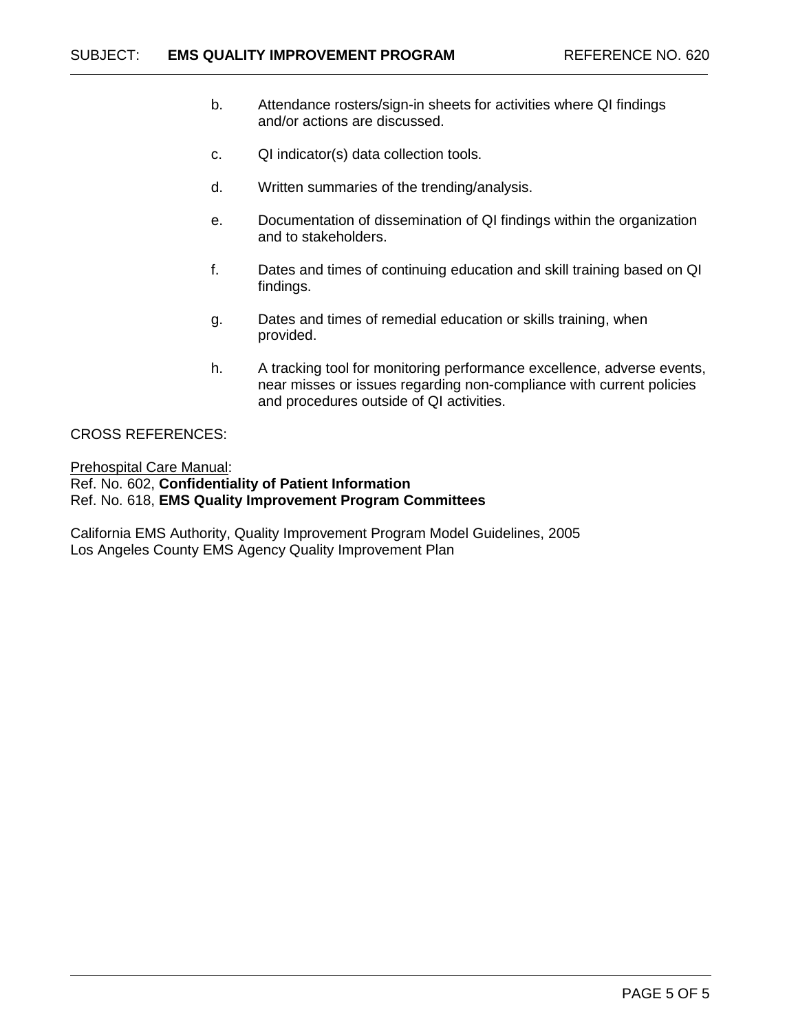b. Attendance rosters/sign-in sheets for activities where QI findings and/or actions are discussed.

c. QI indicator(s) data collection tools.

d. Written summaries of the trending/analysis.

e. Documentation of dissemination of QI findings within the organization and to stakeholders.

f. Dates and times of continuing education and skill training based on QI findings.

g. Dates and times of remedial education or skills training, when provided.

h. A tracking tool for monitoring performance excellence, adverse events, near misses or issues regarding non-compliance with current policies and procedures outside of QI activities.

CROSS REFERENCES:

Prehospital Care Manual:
Ref. No. 602, **Confidentiality of Patient Information**
Ref. No. 618, **EMS Quality Improvement Program Committees**

California EMS Authority, Quality Improvement Program Model Guidelines, 2005
Los Angeles County EMS Agency Quality Improvement Plan